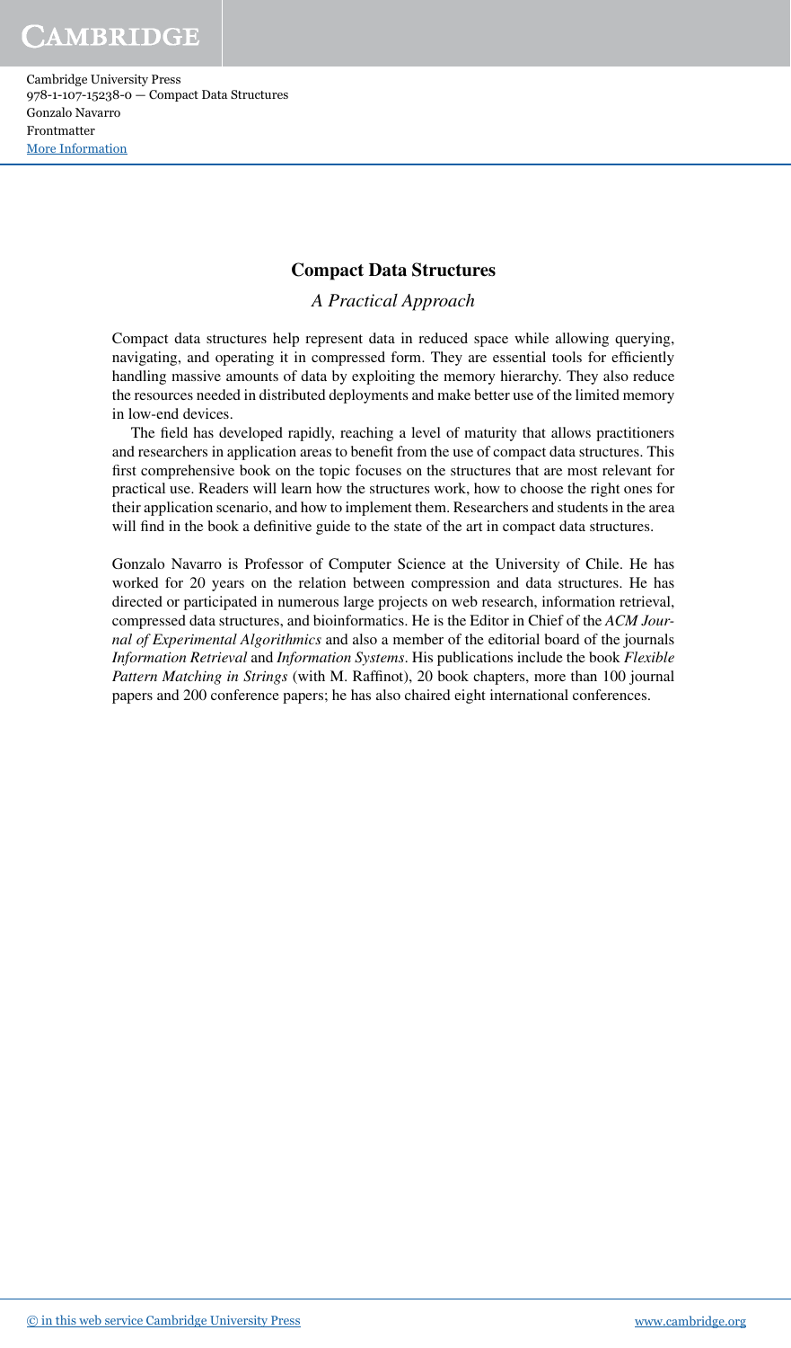# Compact Data Structures

*A Practical Approach*

Compact data structures help represent data in reduced space while allowing querying, navigating, and operating it in compressed form. They are essential tools for efficiently handling massive amounts of data by exploiting the memory hierarchy. They also reduce the resources needed in distributed deployments and make better use of the limited memory in low-end devices.

The field has developed rapidly, reaching a level of maturity that allows practitioners and researchers in application areas to benefit from the use of compact data structures. This first comprehensive book on the topic focuses on the structures that are most relevant for practical use. Readers will learn how the structures work, how to choose the right ones for their application scenario, and how to implement them. Researchers and students in the area will find in the book a definitive guide to the state of the art in compact data structures.

Gonzalo Navarro is Professor of Computer Science at the University of Chile. He has worked for 20 years on the relation between compression and data structures. He has directed or participated in numerous large projects on web research, information retrieval, compressed data structures, and bioinformatics. He is the Editor in Chief of the *ACM Journal of Experimental Algorithmics* and also a member of the editorial board of the journals *Information Retrieval* and *Information Systems*. His publications include the book *Flexible Pattern Matching in Strings* (with M. Raffinot), 20 book chapters, more than 100 journal papers and 200 conference papers; he has also chaired eight international conferences.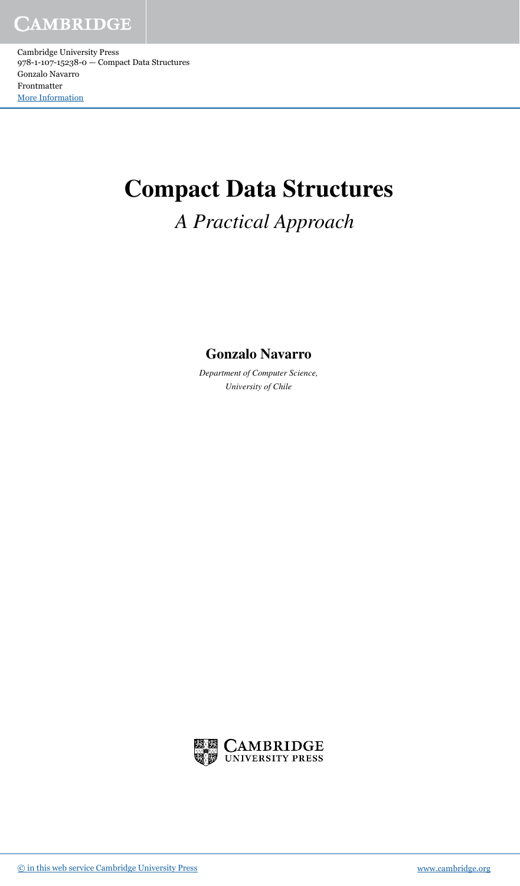# Compact Data Structures

## *A Practical Approach*

**Gonzalo Navarro**

*Department of Computer Science,*
*University of Chile*

CAMBRIDGE UNIVERSITY PRESS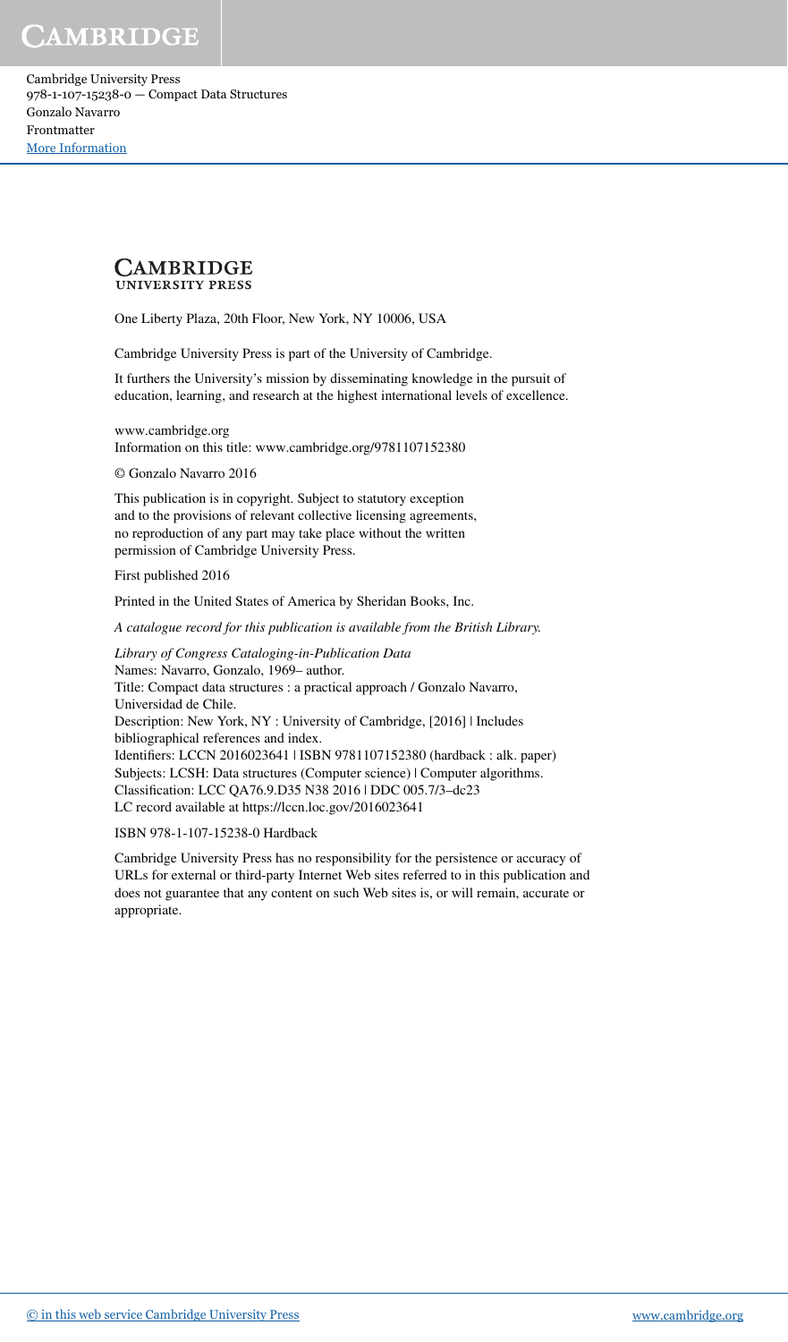CAMBRIDGE
UNIVERSITY PRESS

One Liberty Plaza, 20th Floor, New York, NY 10006, USA

Cambridge University Press is part of the University of Cambridge.

It furthers the University's mission by disseminating knowledge in the pursuit of education, learning, and research at the highest international levels of excellence.

www.cambridge.org
Information on this title: www.cambridge.org/9781107152380

© Gonzalo Navarro 2016

This publication is in copyright. Subject to statutory exception and to the provisions of relevant collective licensing agreements, no reproduction of any part may take place without the written permission of Cambridge University Press.

First published 2016

Printed in the United States of America by Sheridan Books, Inc.

*A catalogue record for this publication is available from the British Library.*

*Library of Congress Cataloging-in-Publication Data*
Names: Navarro, Gonzalo, 1969– author.
Title: Compact data structures : a practical approach / Gonzalo Navarro, Universidad de Chile.
Description: New York, NY : University of Cambridge, [2016] | Includes bibliographical references and index.
Identifiers: LCCN 2016023641 | ISBN 9781107152380 (hardback : alk. paper)
Subjects: LCSH: Data structures (Computer science) | Computer algorithms.
Classification: LCC QA76.9.D35 N38 2016 | DDC 005.7/3–dc23
LC record available at https://lccn.loc.gov/2016023641

ISBN 978-1-107-15238-0 Hardback

Cambridge University Press has no responsibility for the persistence or accuracy of URLs for external or third-party Internet Web sites referred to in this publication and does not guarantee that any content on such Web sites is, or will remain, accurate or appropriate.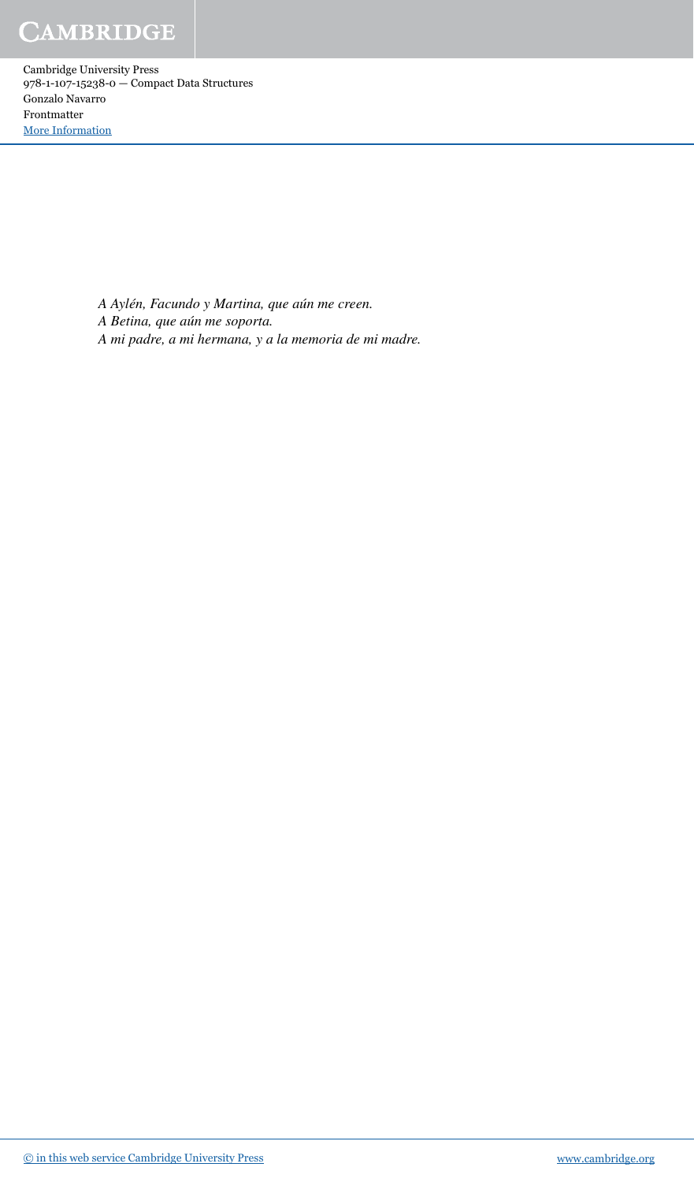*A Aylén, Facundo y Martina, que aún me creen.*
*A Betina, que aún me soporta.*
*A mi padre, a mi hermana, y a la memoria de mi madre.*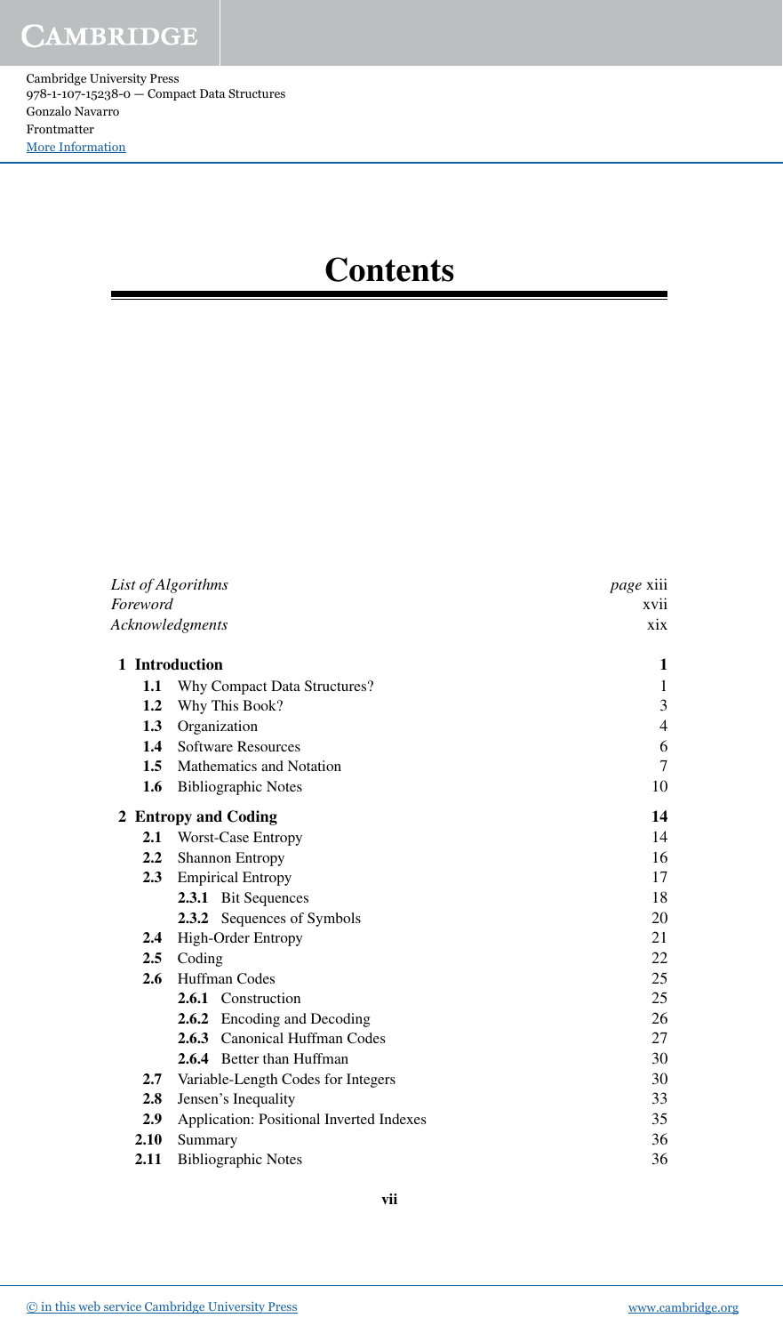# Contents

| | | |
|---|---|---|
| *List of Algorithms* | | *page* xiii |
| *Foreword* | | xvii |
| *Acknowledgments* | | xix |
| **1** | **Introduction** | **1** |
| **1.1** | Why Compact Data Structures? | 1 |
| **1.2** | Why This Book? | 3 |
| **1.3** | Organization | 4 |
| **1.4** | Software Resources | 6 |
| **1.5** | Mathematics and Notation | 7 |
| **1.6** | Bibliographic Notes | 10 |
| **2** | **Entropy and Coding** | **14** |
| **2.1** | Worst-Case Entropy | 14 |
| **2.2** | Shannon Entropy | 16 |
| **2.3** | Empirical Entropy | 17 |
| | **2.3.1** Bit Sequences | 18 |
| | **2.3.2** Sequences of Symbols | 20 |
| **2.4** | High-Order Entropy | 21 |
| **2.5** | Coding | 22 |
| **2.6** | Huffman Codes | 25 |
| | **2.6.1** Construction | 25 |
| | **2.6.2** Encoding and Decoding | 26 |
| | **2.6.3** Canonical Huffman Codes | 27 |
| | **2.6.4** Better than Huffman | 30 |
| **2.7** | Variable-Length Codes for Integers | 30 |
| **2.8** | Jensen's Inequality | 33 |
| **2.9** | Application: Positional Inverted Indexes | 35 |
| **2.10** | Summary | 36 |
| **2.11** | Bibliographic Notes | 36 |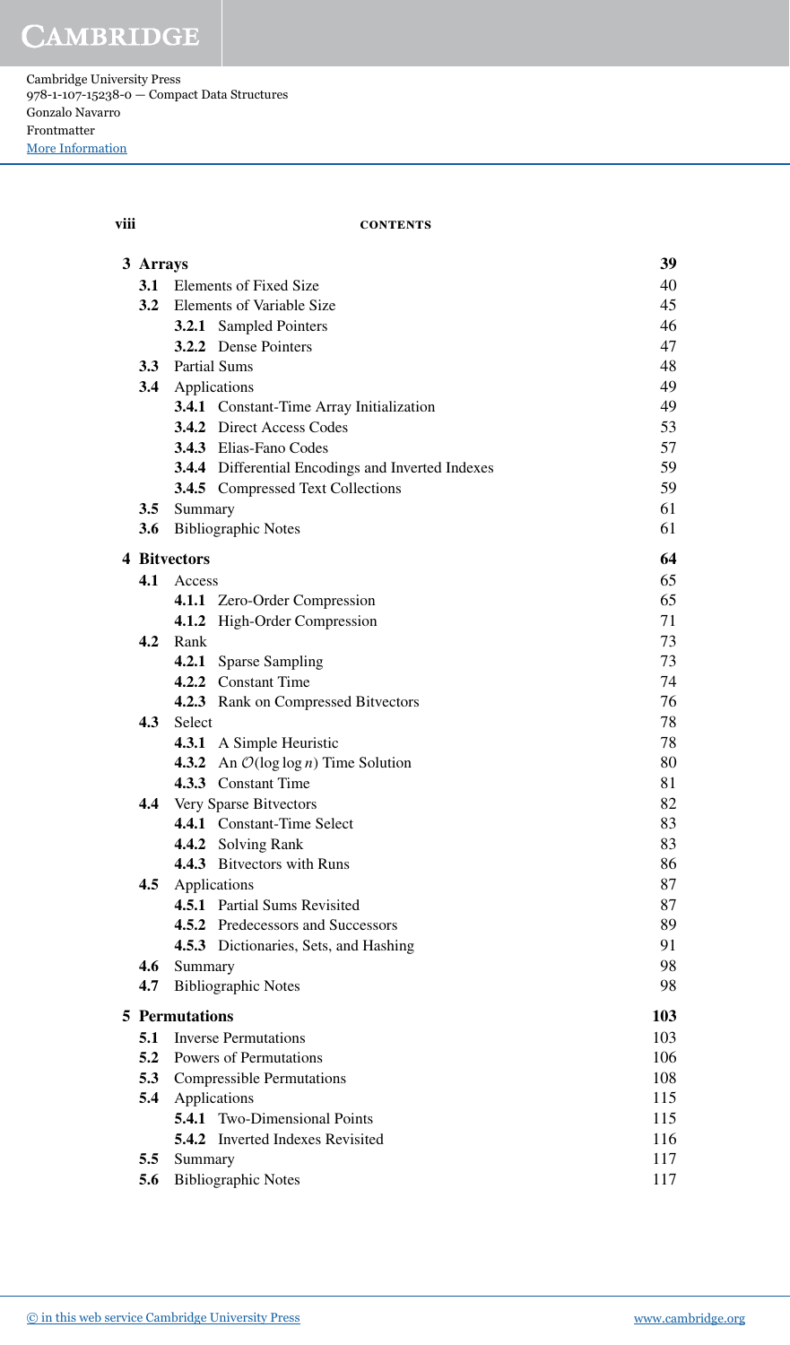| | | |
|---|---|---|
| **3 Arrays** | | **39** |
| **3.1** | Elements of Fixed Size | 40 |
| **3.2** | Elements of Variable Size | 45 |
| | **3.2.1** Sampled Pointers | 46 |
| | **3.2.2** Dense Pointers | 47 |
| **3.3** | Partial Sums | 48 |
| **3.4** | Applications | 49 |
| | **3.4.1** Constant-Time Array Initialization | 49 |
| | **3.4.2** Direct Access Codes | 53 |
| | **3.4.3** Elias-Fano Codes | 57 |
| | **3.4.4** Differential Encodings and Inverted Indexes | 59 |
| | **3.4.5** Compressed Text Collections | 59 |
| **3.5** | Summary | 61 |
| **3.6** | Bibliographic Notes | 61 |
| **4 Bitvectors** | | **64** |
| **4.1** | Access | 65 |
| | **4.1.1** Zero-Order Compression | 65 |
| | **4.1.2** High-Order Compression | 71 |
| **4.2** | Rank | 73 |
| | **4.2.1** Sparse Sampling | 73 |
| | **4.2.2** Constant Time | 74 |
| | **4.2.3** Rank on Compressed Bitvectors | 76 |
| **4.3** | Select | 78 |
| | **4.3.1** A Simple Heuristic | 78 |
| | **4.3.2** An $\mathcal{O}(\log \log n)$ Time Solution | 80 |
| | **4.3.3** Constant Time | 81 |
| **4.4** | Very Sparse Bitvectors | 82 |
| | **4.4.1** Constant-Time Select | 83 |
| | **4.4.2** Solving Rank | 83 |
| | **4.4.3** Bitvectors with Runs | 86 |
| **4.5** | Applications | 87 |
| | **4.5.1** Partial Sums Revisited | 87 |
| | **4.5.2** Predecessors and Successors | 89 |
| | **4.5.3** Dictionaries, Sets, and Hashing | 91 |
| **4.6** | Summary | 98 |
| **4.7** | Bibliographic Notes | 98 |
| **5 Permutations** | | **103** |
| **5.1** | Inverse Permutations | 103 |
| **5.2** | Powers of Permutations | 106 |
| **5.3** | Compressible Permutations | 108 |
| **5.4** | Applications | 115 |
| | **5.4.1** Two-Dimensional Points | 115 |
| | **5.4.2** Inverted Indexes Revisited | 116 |
| **5.5** | Summary | 117 |
| **5.6** | Bibliographic Notes | 117 |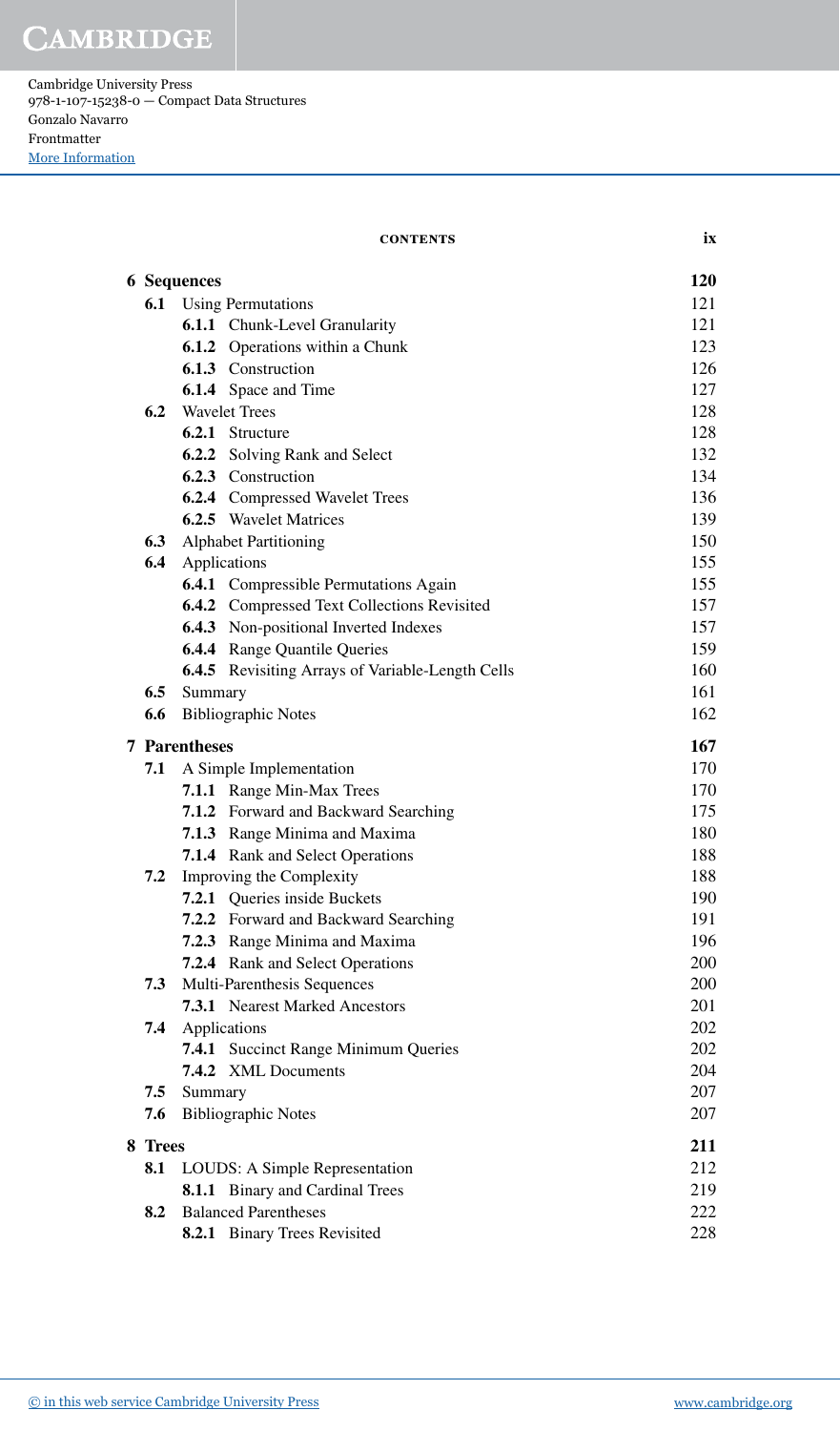| | | |
|---|---|---|
| **6 Sequences** | | **120** |
| **6.1** | Using Permutations | 121 |
| | **6.1.1** Chunk-Level Granularity | 121 |
| | **6.1.2** Operations within a Chunk | 123 |
| | **6.1.3** Construction | 126 |
| | **6.1.4** Space and Time | 127 |
| **6.2** | Wavelet Trees | 128 |
| | **6.2.1** Structure | 128 |
| | **6.2.2** Solving Rank and Select | 132 |
| | **6.2.3** Construction | 134 |
| | **6.2.4** Compressed Wavelet Trees | 136 |
| | **6.2.5** Wavelet Matrices | 139 |
| **6.3** | Alphabet Partitioning | 150 |
| **6.4** | Applications | 155 |
| | **6.4.1** Compressible Permutations Again | 155 |
| | **6.4.2** Compressed Text Collections Revisited | 157 |
| | **6.4.3** Non-positional Inverted Indexes | 157 |
| | **6.4.4** Range Quantile Queries | 159 |
| | **6.4.5** Revisiting Arrays of Variable-Length Cells | 160 |
| **6.5** | Summary | 161 |
| **6.6** | Bibliographic Notes | 162 |
| **7 Parentheses** | | **167** |
| **7.1** | A Simple Implementation | 170 |
| | **7.1.1** Range Min-Max Trees | 170 |
| | **7.1.2** Forward and Backward Searching | 175 |
| | **7.1.3** Range Minima and Maxima | 180 |
| | **7.1.4** Rank and Select Operations | 188 |
| **7.2** | Improving the Complexity | 188 |
| | **7.2.1** Queries inside Buckets | 190 |
| | **7.2.2** Forward and Backward Searching | 191 |
| | **7.2.3** Range Minima and Maxima | 196 |
| | **7.2.4** Rank and Select Operations | 200 |
| **7.3** | Multi-Parenthesis Sequences | 200 |
| | **7.3.1** Nearest Marked Ancestors | 201 |
| **7.4** | Applications | 202 |
| | **7.4.1** Succinct Range Minimum Queries | 202 |
| | **7.4.2** XML Documents | 204 |
| **7.5** | Summary | 207 |
| **7.6** | Bibliographic Notes | 207 |
| **8 Trees** | | **211** |
| **8.1** | LOUDS: A Simple Representation | 212 |
| | **8.1.1** Binary and Cardinal Trees | 219 |
| **8.2** | Balanced Parentheses | 222 |
| | **8.2.1** Binary Trees Revisited | 228 |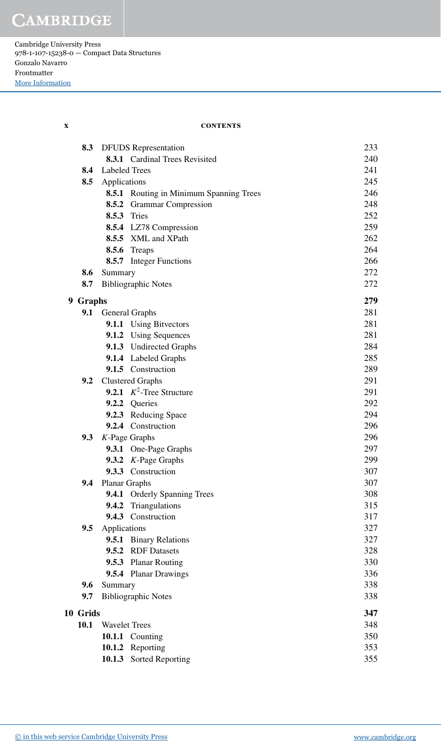| | | |
|---|---|---|
| **8.3** | DFUDS Representation | 233 |
| | **8.3.1** Cardinal Trees Revisited | 240 |
| **8.4** | Labeled Trees | 241 |
| **8.5** | Applications | 245 |
| | **8.5.1** Routing in Minimum Spanning Trees | 246 |
| | **8.5.2** Grammar Compression | 248 |
| | **8.5.3** Tries | 252 |
| | **8.5.4** LZ78 Compression | 259 |
| | **8.5.5** XML and XPath | 262 |
| | **8.5.6** Treaps | 264 |
| | **8.5.7** Integer Functions | 266 |
| **8.6** | Summary | 272 |
| **8.7** | Bibliographic Notes | 272 |
| **9 Graphs** | | **279** |
| **9.1** | General Graphs | 281 |
| | **9.1.1** Using Bitvectors | 281 |
| | **9.1.2** Using Sequences | 281 |
| | **9.1.3** Undirected Graphs | 284 |
| | **9.1.4** Labeled Graphs | 285 |
| | **9.1.5** Construction | 289 |
| **9.2** | Clustered Graphs | 291 |
| | **9.2.1** $K^2$-Tree Structure | 291 |
| | **9.2.2** Queries | 292 |
| | **9.2.3** Reducing Space | 294 |
| | **9.2.4** Construction | 296 |
| **9.3** | $K$-Page Graphs | 296 |
| | **9.3.1** One-Page Graphs | 297 |
| | **9.3.2** $K$-Page Graphs | 299 |
| | **9.3.3** Construction | 307 |
| **9.4** | Planar Graphs | 307 |
| | **9.4.1** Orderly Spanning Trees | 308 |
| | **9.4.2** Triangulations | 315 |
| | **9.4.3** Construction | 317 |
| **9.5** | Applications | 327 |
| | **9.5.1** Binary Relations | 327 |
| | **9.5.2** RDF Datasets | 328 |
| | **9.5.3** Planar Routing | 330 |
| | **9.5.4** Planar Drawings | 336 |
| **9.6** | Summary | 338 |
| **9.7** | Bibliographic Notes | 338 |
| **10 Grids** | | **347** |
| **10.1** | Wavelet Trees | 348 |
| | **10.1.1** Counting | 350 |
| | **10.1.2** Reporting | 353 |
| | **10.1.3** Sorted Reporting | 355 |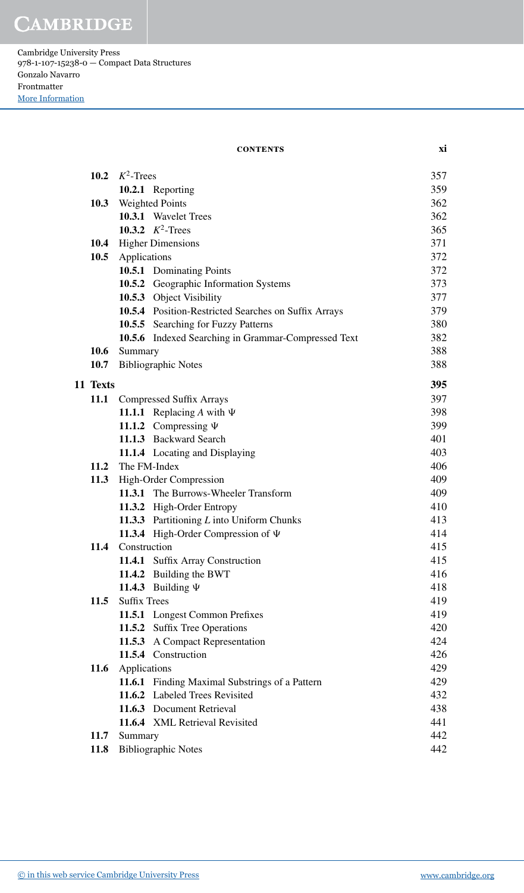| | | |
|---|---|---|
| **10.2** | $K^2$-Trees | 357 |
| | **10.2.1** Reporting | 359 |
| **10.3** | Weighted Points | 362 |
| | **10.3.1** Wavelet Trees | 362 |
| | **10.3.2** $K^2$-Trees | 365 |
| **10.4** | Higher Dimensions | 371 |
| **10.5** | Applications | 372 |
| | **10.5.1** Dominating Points | 372 |
| | **10.5.2** Geographic Information Systems | 373 |
| | **10.5.3** Object Visibility | 377 |
| | **10.5.4** Position-Restricted Searches on Suffix Arrays | 379 |
| | **10.5.5** Searching for Fuzzy Patterns | 380 |
| | **10.5.6** Indexed Searching in Grammar-Compressed Text | 382 |
| **10.6** | Summary | 388 |
| **10.7** | Bibliographic Notes | 388 |
| **11 Texts** | | **395** |
| **11.1** | Compressed Suffix Arrays | 397 |
| | **11.1.1** Replacing $A$ with $\Psi$ | 398 |
| | **11.1.2** Compressing $\Psi$ | 399 |
| | **11.1.3** Backward Search | 401 |
| | **11.1.4** Locating and Displaying | 403 |
| **11.2** | The FM-Index | 406 |
| **11.3** | High-Order Compression | 409 |
| | **11.3.1** The Burrows-Wheeler Transform | 409 |
| | **11.3.2** High-Order Entropy | 410 |
| | **11.3.3** Partitioning $L$ into Uniform Chunks | 413 |
| | **11.3.4** High-Order Compression of $\Psi$ | 414 |
| **11.4** | Construction | 415 |
| | **11.4.1** Suffix Array Construction | 415 |
| | **11.4.2** Building the BWT | 416 |
| | **11.4.3** Building $\Psi$ | 418 |
| **11.5** | Suffix Trees | 419 |
| | **11.5.1** Longest Common Prefixes | 419 |
| | **11.5.2** Suffix Tree Operations | 420 |
| | **11.5.3** A Compact Representation | 424 |
| | **11.5.4** Construction | 426 |
| **11.6** | Applications | 429 |
| | **11.6.1** Finding Maximal Substrings of a Pattern | 429 |
| | **11.6.2** Labeled Trees Revisited | 432 |
| | **11.6.3** Document Retrieval | 438 |
| | **11.6.4** XML Retrieval Revisited | 441 |
| **11.7** | Summary | 442 |
| **11.8** | Bibliographic Notes | 442 |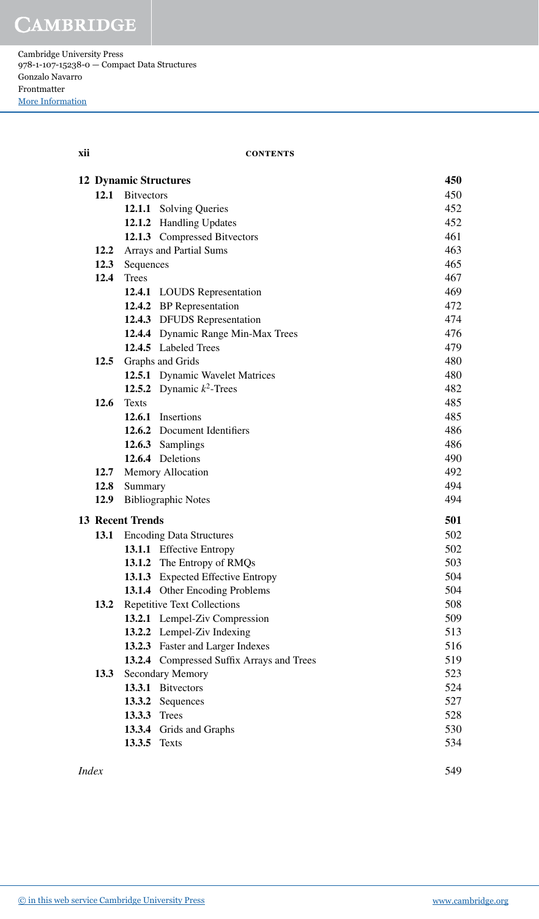| | | |
|---|---|---|
| **12 Dynamic Structures** | | **450** |
| **12.1** Bitvectors | | 450 |
| | **12.1.1** Solving Queries | 452 |
| | **12.1.2** Handling Updates | 452 |
| | **12.1.3** Compressed Bitvectors | 461 |
| **12.2** Arrays and Partial Sums | | 463 |
| **12.3** Sequences | | 465 |
| **12.4** Trees | | 467 |
| | **12.4.1** LOUDS Representation | 469 |
| | **12.4.2** BP Representation | 472 |
| | **12.4.3** DFUDS Representation | 474 |
| | **12.4.4** Dynamic Range Min-Max Trees | 476 |
| | **12.4.5** Labeled Trees | 479 |
| **12.5** Graphs and Grids | | 480 |
| | **12.5.1** Dynamic Wavelet Matrices | 480 |
| | **12.5.2** Dynamic $k^2$-Trees | 482 |
| **12.6** Texts | | 485 |
| | **12.6.1** Insertions | 485 |
| | **12.6.2** Document Identifiers | 486 |
| | **12.6.3** Samplings | 486 |
| | **12.6.4** Deletions | 490 |
| **12.7** Memory Allocation | | 492 |
| **12.8** Summary | | 494 |
| **12.9** Bibliographic Notes | | 494 |
| **13 Recent Trends** | | **501** |
| **13.1** Encoding Data Structures | | 502 |
| | **13.1.1** Effective Entropy | 502 |
| | **13.1.2** The Entropy of RMQs | 503 |
| | **13.1.3** Expected Effective Entropy | 504 |
| | **13.1.4** Other Encoding Problems | 504 |
| **13.2** Repetitive Text Collections | | 508 |
| | **13.2.1** Lempel-Ziv Compression | 509 |
| | **13.2.2** Lempel-Ziv Indexing | 513 |
| | **13.2.3** Faster and Larger Indexes | 516 |
| | **13.2.4** Compressed Suffix Arrays and Trees | 519 |
| **13.3** Secondary Memory | | 523 |
| | **13.3.1** Bitvectors | 524 |
| | **13.3.2** Sequences | 527 |
| | **13.3.3** Trees | 528 |
| | **13.3.4** Grids and Graphs | 530 |
| | **13.3.5** Texts | 534 |
| *Index* | | 549 |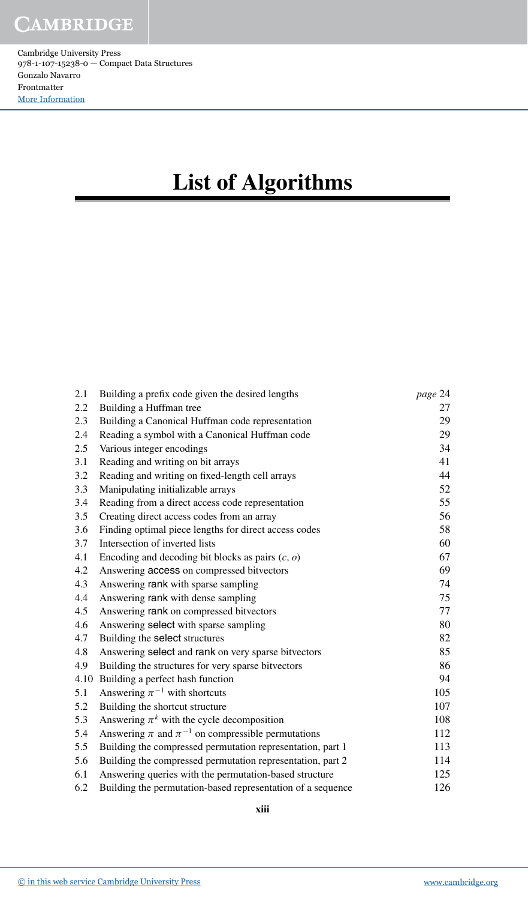# List of Algorithms

| | | |
|---|---|---|
| 2.1 | Building a prefix code given the desired lengths | *page* 24 |
| 2.2 | Building a Huffman tree | 27 |
| 2.3 | Building a Canonical Huffman code representation | 29 |
| 2.4 | Reading a symbol with a Canonical Huffman code | 29 |
| 2.5 | Various integer encodings | 34 |
| 3.1 | Reading and writing on bit arrays | 41 |
| 3.2 | Reading and writing on fixed-length cell arrays | 44 |
| 3.3 | Manipulating initializable arrays | 52 |
| 3.4 | Reading from a direct access code representation | 55 |
| 3.5 | Creating direct access codes from an array | 56 |
| 3.6 | Finding optimal piece lengths for direct access codes | 58 |
| 3.7 | Intersection of inverted lists | 60 |
| 4.1 | Encoding and decoding bit blocks as pairs $(c, o)$ | 67 |
| 4.2 | Answering access on compressed bitvectors | 69 |
| 4.3 | Answering rank with sparse sampling | 74 |
| 4.4 | Answering rank with dense sampling | 75 |
| 4.5 | Answering rank on compressed bitvectors | 77 |
| 4.6 | Answering select with sparse sampling | 80 |
| 4.7 | Building the select structures | 82 |
| 4.8 | Answering select and rank on very sparse bitvectors | 85 |
| 4.9 | Building the structures for very sparse bitvectors | 86 |
| 4.10 | Building a perfect hash function | 94 |
| 5.1 | Answering $\pi^{-1}$ with shortcuts | 105 |
| 5.2 | Building the shortcut structure | 107 |
| 5.3 | Answering $\pi^k$ with the cycle decomposition | 108 |
| 5.4 | Answering $\pi$ and $\pi^{-1}$ on compressible permutations | 112 |
| 5.5 | Building the compressed permutation representation, part 1 | 113 |
| 5.6 | Building the compressed permutation representation, part 2 | 114 |
| 6.1 | Answering queries with the permutation-based structure | 125 |
| 6.2 | Building the permutation-based representation of a sequence | 126 |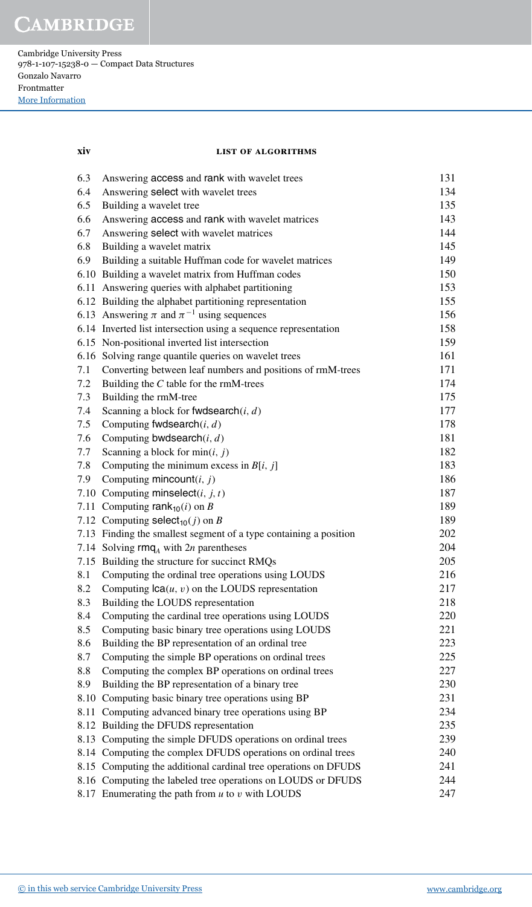| | | |
|---|---|---|
| 6.3 | Answering access and rank with wavelet trees | 131 |
| 6.4 | Answering select with wavelet trees | 134 |
| 6.5 | Building a wavelet tree | 135 |
| 6.6 | Answering access and rank with wavelet matrices | 143 |
| 6.7 | Answering select with wavelet matrices | 144 |
| 6.8 | Building a wavelet matrix | 145 |
| 6.9 | Building a suitable Huffman code for wavelet matrices | 149 |
| 6.10 | Building a wavelet matrix from Huffman codes | 150 |
| 6.11 | Answering queries with alphabet partitioning | 153 |
| 6.12 | Building the alphabet partitioning representation | 155 |
| 6.13 | Answering $\pi$ and $\pi^{-1}$ using sequences | 156 |
| 6.14 | Inverted list intersection using a sequence representation | 158 |
| 6.15 | Non-positional inverted list intersection | 159 |
| 6.16 | Solving range quantile queries on wavelet trees | 161 |
| 7.1 | Converting between leaf numbers and positions of rmM-trees | 171 |
| 7.2 | Building the $C$ table for the rmM-trees | 174 |
| 7.3 | Building the rmM-tree | 175 |
| 7.4 | Scanning a block for fwdsearch$(i, d)$ | 177 |
| 7.5 | Computing fwdsearch$(i, d)$ | 178 |
| 7.6 | Computing bwdsearch$(i, d)$ | 181 |
| 7.7 | Scanning a block for min$(i, j)$ | 182 |
| 7.8 | Computing the minimum excess in $B[i, j]$ | 183 |
| 7.9 | Computing mincount$(i, j)$ | 186 |
| 7.10 | Computing minselect$(i, j, t)$ | 187 |
| 7.11 | Computing $\mathsf{rank}_{10}(i)$ on $B$ | 189 |
| 7.12 | Computing $\mathsf{select}_{10}(j)$ on $B$ | 189 |
| 7.13 | Finding the smallest segment of a type containing a position | 202 |
| 7.14 | Solving $\mathsf{rmq}_A$ with $2n$ parentheses | 204 |
| 7.15 | Building the structure for succinct RMQs | 205 |
| 8.1 | Computing the ordinal tree operations using LOUDS | 216 |
| 8.2 | Computing lca$(u, v)$ on the LOUDS representation | 217 |
| 8.3 | Building the LOUDS representation | 218 |
| 8.4 | Computing the cardinal tree operations using LOUDS | 220 |
| 8.5 | Computing basic binary tree operations using LOUDS | 221 |
| 8.6 | Building the BP representation of an ordinal tree | 223 |
| 8.7 | Computing the simple BP operations on ordinal trees | 225 |
| 8.8 | Computing the complex BP operations on ordinal trees | 227 |
| 8.9 | Building the BP representation of a binary tree | 230 |
| 8.10 | Computing basic binary tree operations using BP | 231 |
| 8.11 | Computing advanced binary tree operations using BP | 234 |
| 8.12 | Building the DFUDS representation | 235 |
| 8.13 | Computing the simple DFUDS operations on ordinal trees | 239 |
| 8.14 | Computing the complex DFUDS operations on ordinal trees | 240 |
| 8.15 | Computing the additional cardinal tree operations on DFUDS | 241 |
| 8.16 | Computing the labeled tree operations on LOUDS or DFUDS | 244 |
| 8.17 | Enumerating the path from $u$ to $v$ with LOUDS | 247 |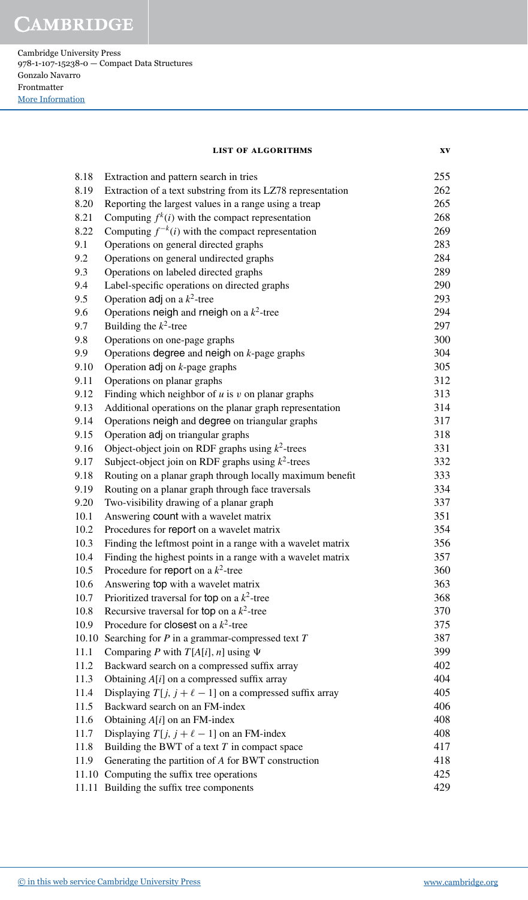| | | |
|---|---|---|
| 8.18 | Extraction and pattern search in tries | 255 |
| 8.19 | Extraction of a text substring from its LZ78 representation | 262 |
| 8.20 | Reporting the largest values in a range using a treap | 265 |
| 8.21 | Computing $f^k(i)$ with the compact representation | 268 |
| 8.22 | Computing $f^{-k}(i)$ with the compact representation | 269 |
| 9.1 | Operations on general directed graphs | 283 |
| 9.2 | Operations on general undirected graphs | 284 |
| 9.3 | Operations on labeled directed graphs | 289 |
| 9.4 | Label-specific operations on directed graphs | 290 |
| 9.5 | Operation adj on a $k^2$-tree | 293 |
| 9.6 | Operations neigh and rneigh on a $k^2$-tree | 294 |
| 9.7 | Building the $k^2$-tree | 297 |
| 9.8 | Operations on one-page graphs | 300 |
| 9.9 | Operations degree and neigh on $k$-page graphs | 304 |
| 9.10 | Operation adj on $k$-page graphs | 305 |
| 9.11 | Operations on planar graphs | 312 |
| 9.12 | Finding which neighbor of $u$ is $v$ on planar graphs | 313 |
| 9.13 | Additional operations on the planar graph representation | 314 |
| 9.14 | Operations neigh and degree on triangular graphs | 317 |
| 9.15 | Operation adj on triangular graphs | 318 |
| 9.16 | Object-object join on RDF graphs using $k^2$-trees | 331 |
| 9.17 | Subject-object join on RDF graphs using $k^2$-trees | 332 |
| 9.18 | Routing on a planar graph through locally maximum benefit | 333 |
| 9.19 | Routing on a planar graph through face traversals | 334 |
| 9.20 | Two-visibility drawing of a planar graph | 337 |
| 10.1 | Answering count with a wavelet matrix | 351 |
| 10.2 | Procedures for report on a wavelet matrix | 354 |
| 10.3 | Finding the leftmost point in a range with a wavelet matrix | 356 |
| 10.4 | Finding the highest points in a range with a wavelet matrix | 357 |
| 10.5 | Procedure for report on a $k^2$-tree | 360 |
| 10.6 | Answering top with a wavelet matrix | 363 |
| 10.7 | Prioritized traversal for top on a $k^2$-tree | 368 |
| 10.8 | Recursive traversal for top on a $k^2$-tree | 370 |
| 10.9 | Procedure for closest on a $k^2$-tree | 375 |
| 10.10 | Searching for $P$ in a grammar-compressed text $T$ | 387 |
| 11.1 | Comparing $P$ with $T[A[i], n]$ using $\Psi$ | 399 |
| 11.2 | Backward search on a compressed suffix array | 402 |
| 11.3 | Obtaining $A[i]$ on a compressed suffix array | 404 |
| 11.4 | Displaying $T[j, j + \ell - 1]$ on a compressed suffix array | 405 |
| 11.5 | Backward search on an FM-index | 406 |
| 11.6 | Obtaining $A[i]$ on an FM-index | 408 |
| 11.7 | Displaying $T[j, j + \ell - 1]$ on an FM-index | 408 |
| 11.8 | Building the BWT of a text $T$ in compact space | 417 |
| 11.9 | Generating the partition of $A$ for BWT construction | 418 |
| 11.10 | Computing the suffix tree operations | 425 |
| 11.11 | Building the suffix tree components | 429 |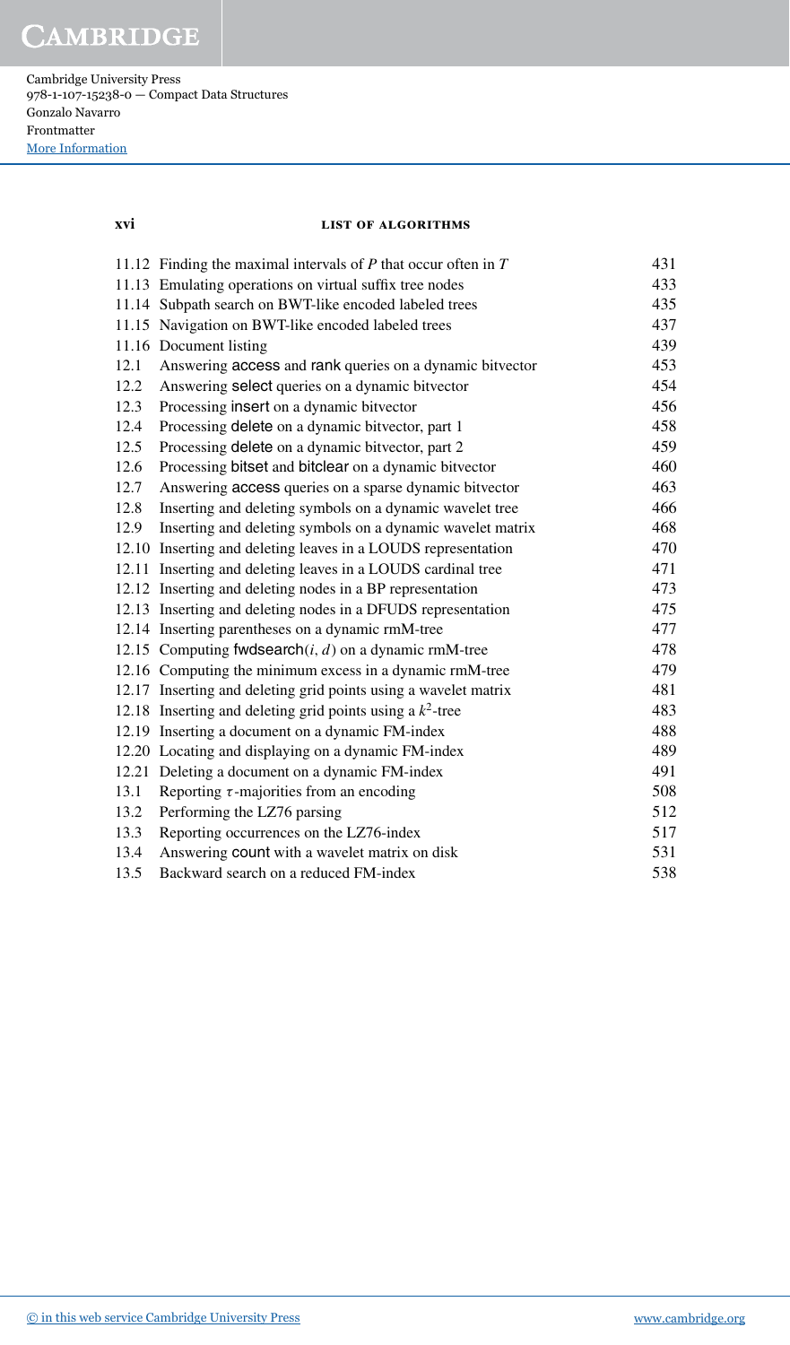| | | |
|---|---|---|
| 11.12 | Finding the maximal intervals of $P$ that occur often in $T$ | 431 |
| 11.13 | Emulating operations on virtual suffix tree nodes | 433 |
| 11.14 | Subpath search on BWT-like encoded labeled trees | 435 |
| 11.15 | Navigation on BWT-like encoded labeled trees | 437 |
| 11.16 | Document listing | 439 |
| 12.1 | Answering access and rank queries on a dynamic bitvector | 453 |
| 12.2 | Answering select queries on a dynamic bitvector | 454 |
| 12.3 | Processing insert on a dynamic bitvector | 456 |
| 12.4 | Processing delete on a dynamic bitvector, part 1 | 458 |
| 12.5 | Processing delete on a dynamic bitvector, part 2 | 459 |
| 12.6 | Processing bitset and bitclear on a dynamic bitvector | 460 |
| 12.7 | Answering access queries on a sparse dynamic bitvector | 463 |
| 12.8 | Inserting and deleting symbols on a dynamic wavelet tree | 466 |
| 12.9 | Inserting and deleting symbols on a dynamic wavelet matrix | 468 |
| 12.10 | Inserting and deleting leaves in a LOUDS representation | 470 |
| 12.11 | Inserting and deleting leaves in a LOUDS cardinal tree | 471 |
| 12.12 | Inserting and deleting nodes in a BP representation | 473 |
| 12.13 | Inserting and deleting nodes in a DFUDS representation | 475 |
| 12.14 | Inserting parentheses on a dynamic rmM-tree | 477 |
| 12.15 | Computing fwdsearch$(i, d)$ on a dynamic rmM-tree | 478 |
| 12.16 | Computing the minimum excess in a dynamic rmM-tree | 479 |
| 12.17 | Inserting and deleting grid points using a wavelet matrix | 481 |
| 12.18 | Inserting and deleting grid points using a $k^2$-tree | 483 |
| 12.19 | Inserting a document on a dynamic FM-index | 488 |
| 12.20 | Locating and displaying on a dynamic FM-index | 489 |
| 12.21 | Deleting a document on a dynamic FM-index | 491 |
| 13.1 | Reporting $\tau$-majorities from an encoding | 508 |
| 13.2 | Performing the LZ76 parsing | 512 |
| 13.3 | Reporting occurrences on the LZ76-index | 517 |
| 13.4 | Answering count with a wavelet matrix on disk | 531 |
| 13.5 | Backward search on a reduced FM-index | 538 |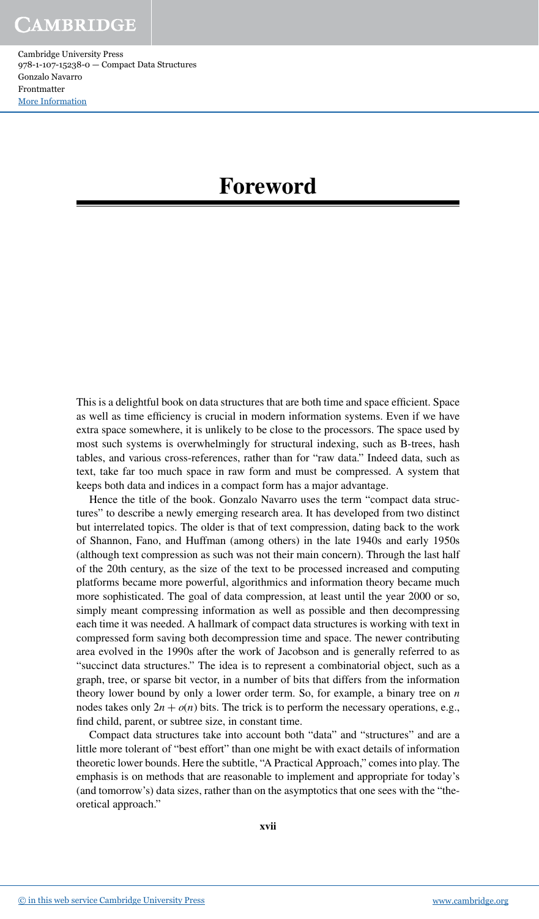# Foreword

This is a delightful book on data structures that are both time and space efficient. Space as well as time efficiency is crucial in modern information systems. Even if we have extra space somewhere, it is unlikely to be close to the processors. The space used by most such systems is overwhelmingly for structural indexing, such as B-trees, hash tables, and various cross-references, rather than for "raw data." Indeed data, such as text, take far too much space in raw form and must be compressed. A system that keeps both data and indices in a compact form has a major advantage.

Hence the title of the book. Gonzalo Navarro uses the term "compact data structures" to describe a newly emerging research area. It has developed from two distinct but interrelated topics. The older is that of text compression, dating back to the work of Shannon, Fano, and Huffman (among others) in the late 1940s and early 1950s (although text compression as such was not their main concern). Through the last half of the 20th century, as the size of the text to be processed increased and computing platforms became more powerful, algorithmics and information theory became much more sophisticated. The goal of data compression, at least until the year 2000 or so, simply meant compressing information as well as possible and then decompressing each time it was needed. A hallmark of compact data structures is working with text in compressed form saving both decompression time and space. The newer contributing area evolved in the 1990s after the work of Jacobson and is generally referred to as "succinct data structures." The idea is to represent a combinatorial object, such as a graph, tree, or sparse bit vector, in a number of bits that differs from the information theory lower bound by only a lower order term. So, for example, a binary tree on $n$ nodes takes only $2n + o(n)$ bits. The trick is to perform the necessary operations, e.g., find child, parent, or subtree size, in constant time.

Compact data structures take into account both "data" and "structures" and are a little more tolerant of "best effort" than one might be with exact details of information theoretic lower bounds. Here the subtitle, "A Practical Approach," comes into play. The emphasis is on methods that are reasonable to implement and appropriate for today's (and tomorrow's) data sizes, rather than on the asymptotics that one sees with the "theoretical approach."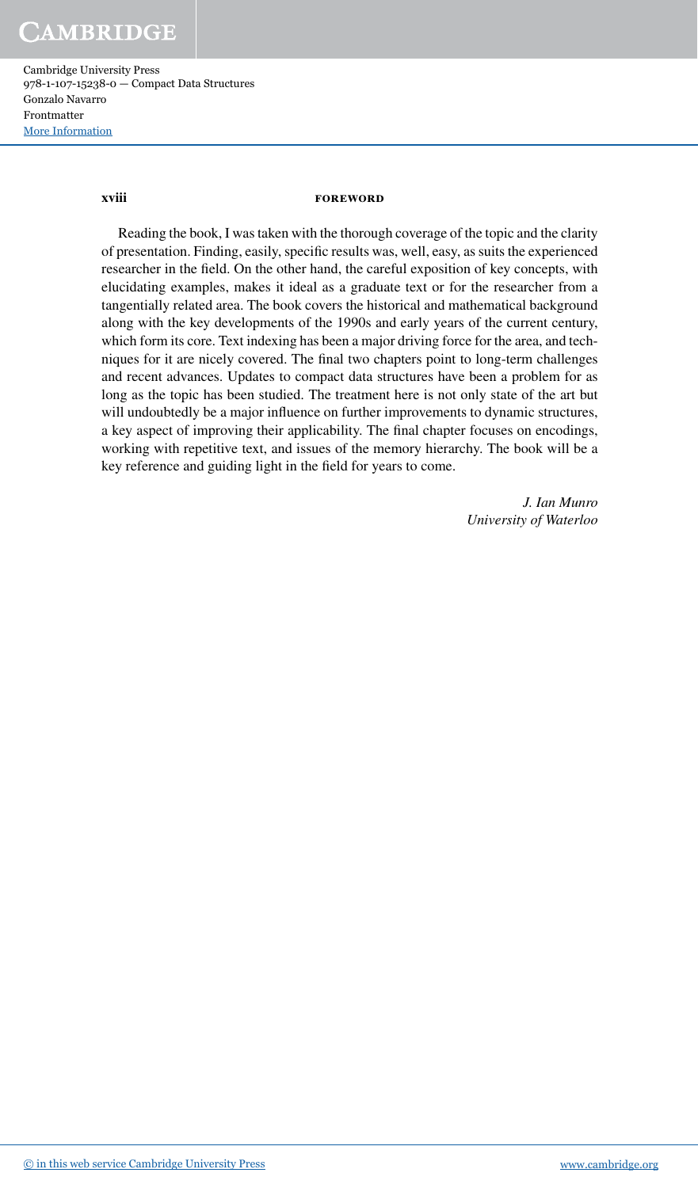Reading the book, I was taken with the thorough coverage of the topic and the clarity of presentation. Finding, easily, specific results was, well, easy, as suits the experienced researcher in the field. On the other hand, the careful exposition of key concepts, with elucidating examples, makes it ideal as a graduate text or for the researcher from a tangentially related area. The book covers the historical and mathematical background along with the key developments of the 1990s and early years of the current century, which form its core. Text indexing has been a major driving force for the area, and techniques for it are nicely covered. The final two chapters point to long-term challenges and recent advances. Updates to compact data structures have been a problem for as long as the topic has been studied. The treatment here is not only state of the art but will undoubtedly be a major influence on further improvements to dynamic structures, a key aspect of improving their applicability. The final chapter focuses on encodings, working with repetitive text, and issues of the memory hierarchy. The book will be a key reference and guiding light in the field for years to come.

*J. Ian Munro*
*University of Waterloo*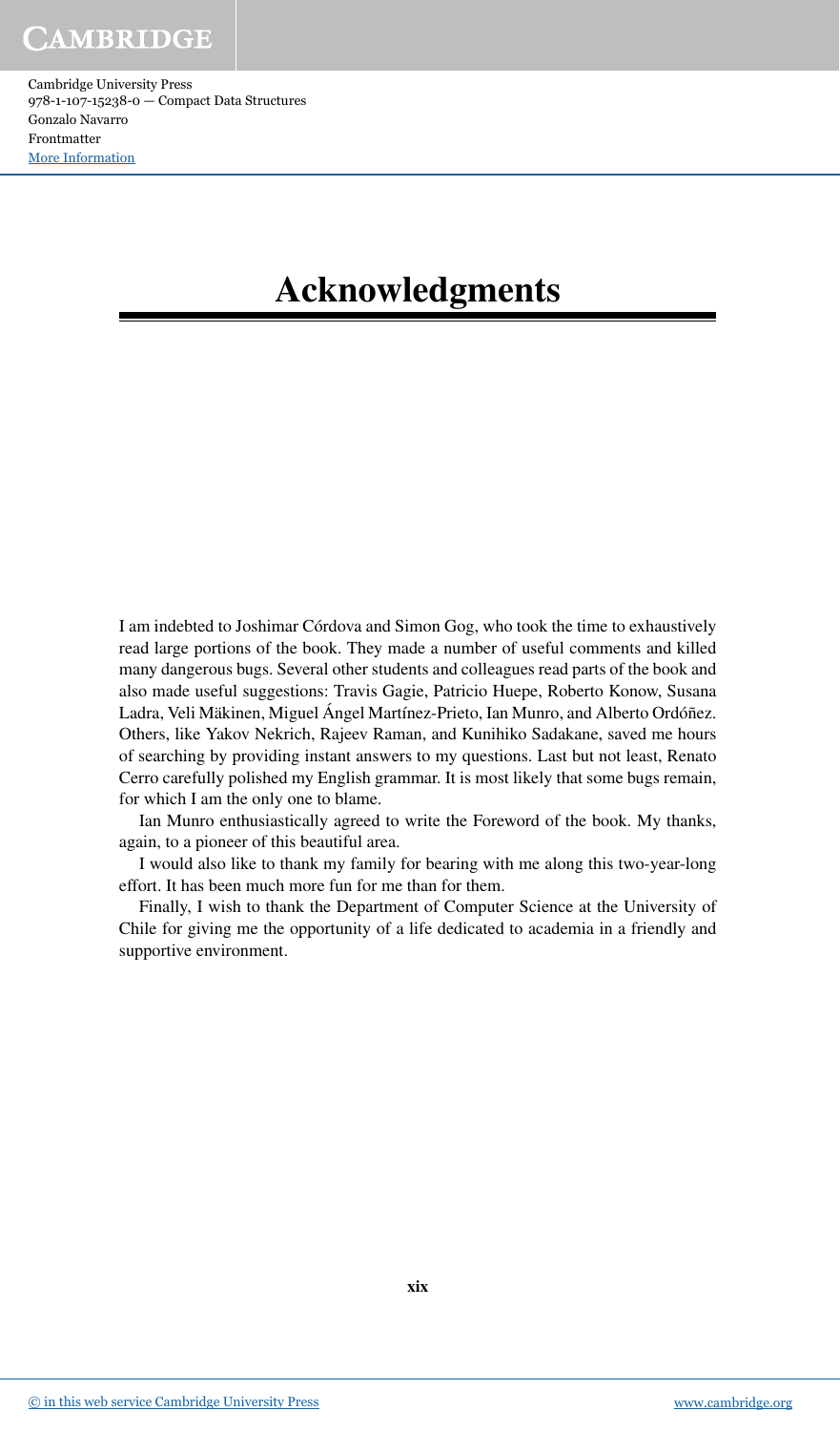# Acknowledgments

I am indebted to Joshimar Córdova and Simon Gog, who took the time to exhaustively read large portions of the book. They made a number of useful comments and killed many dangerous bugs. Several other students and colleagues read parts of the book and also made useful suggestions: Travis Gagie, Patricio Huepe, Roberto Konow, Susana Ladra, Veli Mäkinen, Miguel Ángel Martínez-Prieto, Ian Munro, and Alberto Ordóñez. Others, like Yakov Nekrich, Rajeev Raman, and Kunihiko Sadakane, saved me hours of searching by providing instant answers to my questions. Last but not least, Renato Cerro carefully polished my English grammar. It is most likely that some bugs remain, for which I am the only one to blame.

Ian Munro enthusiastically agreed to write the Foreword of the book. My thanks, again, to a pioneer of this beautiful area.

I would also like to thank my family for bearing with me along this two-year-long effort. It has been much more fun for me than for them.

Finally, I wish to thank the Department of Computer Science at the University of Chile for giving me the opportunity of a life dedicated to academia in a friendly and supportive environment.